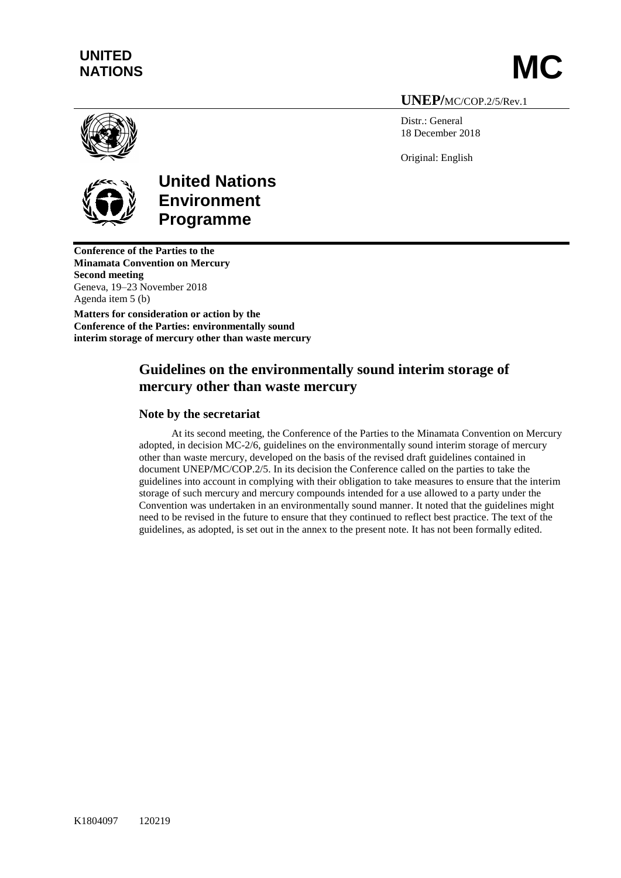**UNITED NATIONS**

# MC

**UNEP/**MC/COP.2/5/Rev.1

Distr.: General
18 December 2018

Original: English

**United Nations Environment Programme**

**Conference of the Parties to the Minamata Convention on Mercury**
**Second meeting**
Geneva, 19–23 November 2018
Agenda item 5 (b)

**Matters for consideration or action by the Conference of the Parties: environmentally sound interim storage of mercury other than waste mercury**

## Guidelines on the environmentally sound interim storage of mercury other than waste mercury

### Note by the secretariat

At its second meeting, the Conference of the Parties to the Minamata Convention on Mercury adopted, in decision MC-2/6, guidelines on the environmentally sound interim storage of mercury other than waste mercury, developed on the basis of the revised draft guidelines contained in document UNEP/MC/COP.2/5. In its decision the Conference called on the parties to take the guidelines into account in complying with their obligation to take measures to ensure that the interim storage of such mercury and mercury compounds intended for a use allowed to a party under the Convention was undertaken in an environmentally sound manner. It noted that the guidelines might need to be revised in the future to ensure that they continued to reflect best practice. The text of the guidelines, as adopted, is set out in the annex to the present note. It has not been formally edited.

K1804097 120219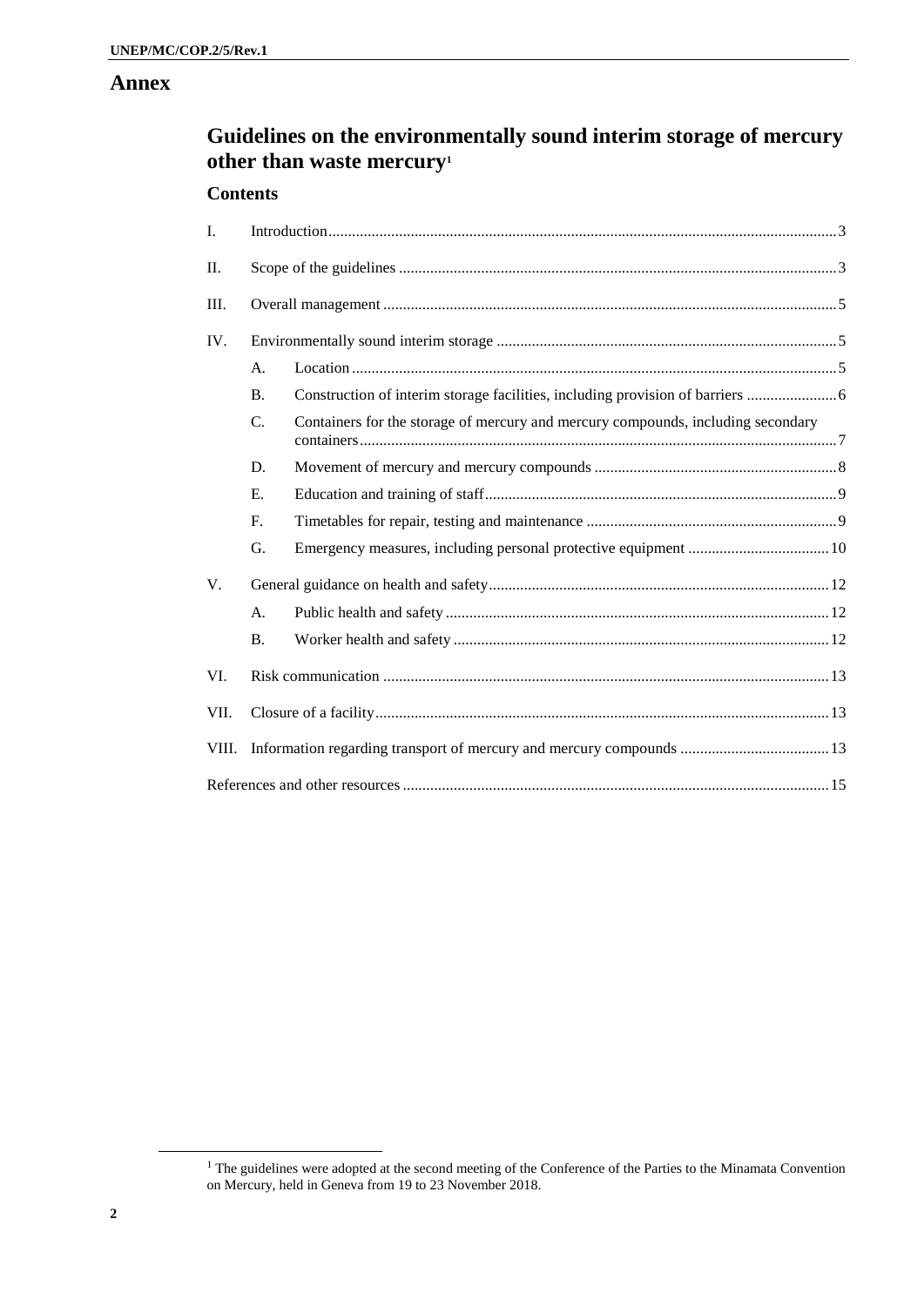# Annex

## Guidelines on the environmentally sound interim storage of mercury other than waste mercury[1]

### Contents

I. Introduction ... 3

II. Scope of the guidelines ... 3

III. Overall management ... 5

IV. Environmentally sound interim storage ... 5

- A. Location ... 5
- B. Construction of interim storage facilities, including provision of barriers ... 6
- C. Containers for the storage of mercury and mercury compounds, including secondary containers ... 7
- D. Movement of mercury and mercury compounds ... 8
- E. Education and training of staff ... 9
- F. Timetables for repair, testing and maintenance ... 9
- G. Emergency measures, including personal protective equipment ... 10

V. General guidance on health and safety ... 12

- A. Public health and safety ... 12
- B. Worker health and safety ... 12

VI. Risk communication ... 13

VII. Closure of a facility ... 13

VIII. Information regarding transport of mercury and mercury compounds ... 13

References and other resources ... 15

[1] The guidelines were adopted at the second meeting of the Conference of the Parties to the Minamata Convention on Mercury, held in Geneva from 19 to 23 November 2018.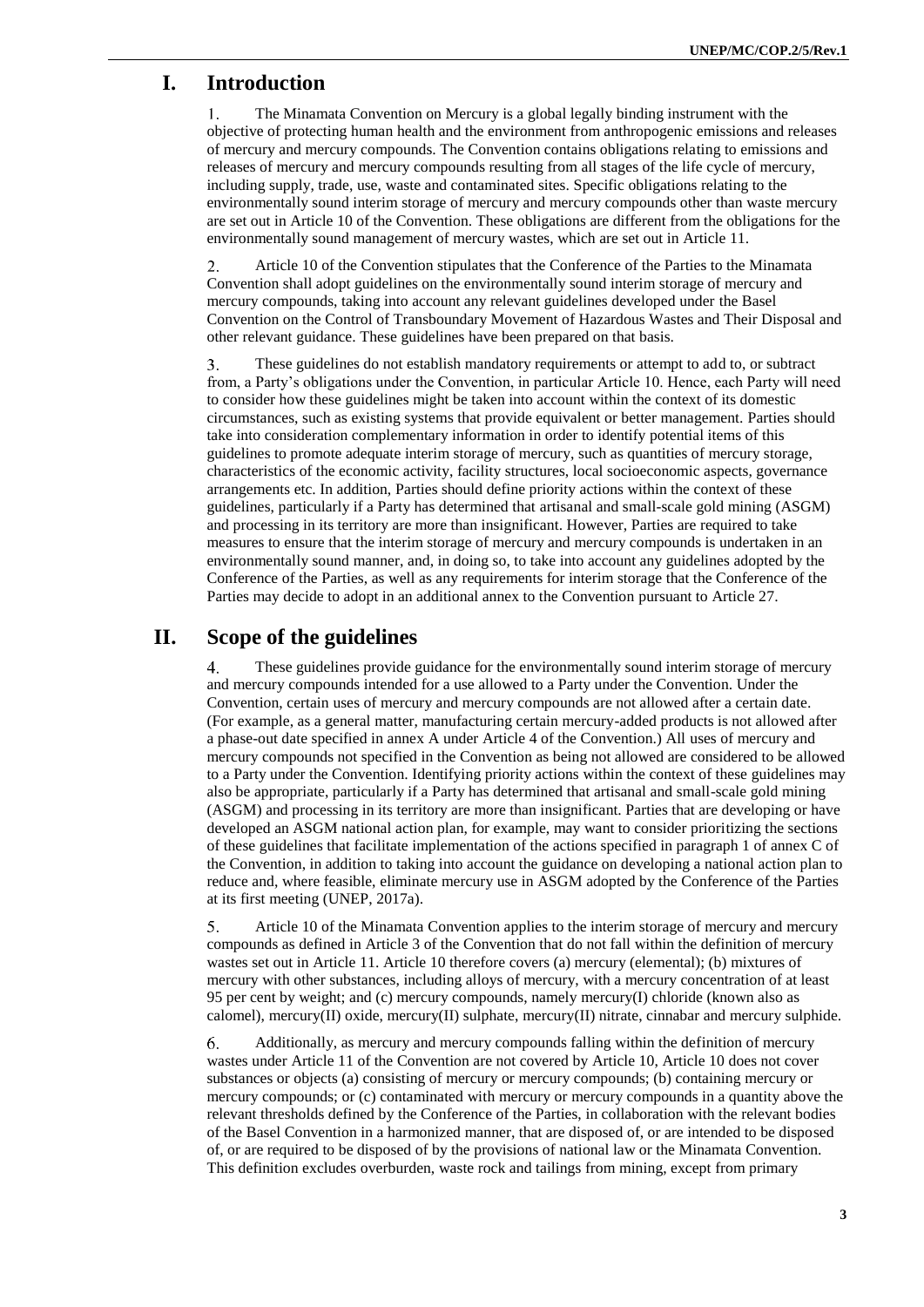# I. Introduction

1. The Minamata Convention on Mercury is a global legally binding instrument with the objective of protecting human health and the environment from anthropogenic emissions and releases of mercury and mercury compounds. The Convention contains obligations relating to emissions and releases of mercury and mercury compounds resulting from all stages of the life cycle of mercury, including supply, trade, use, waste and contaminated sites. Specific obligations relating to the environmentally sound interim storage of mercury and mercury compounds other than waste mercury are set out in Article 10 of the Convention. These obligations are different from the obligations for the environmentally sound management of mercury wastes, which are set out in Article 11.

2. Article 10 of the Convention stipulates that the Conference of the Parties to the Minamata Convention shall adopt guidelines on the environmentally sound interim storage of mercury and mercury compounds, taking into account any relevant guidelines developed under the Basel Convention on the Control of Transboundary Movement of Hazardous Wastes and Their Disposal and other relevant guidance. These guidelines have been prepared on that basis.

3. These guidelines do not establish mandatory requirements or attempt to add to, or subtract from, a Party's obligations under the Convention, in particular Article 10. Hence, each Party will need to consider how these guidelines might be taken into account within the context of its domestic circumstances, such as existing systems that provide equivalent or better management. Parties should take into consideration complementary information in order to identify potential items of this guidelines to promote adequate interim storage of mercury, such as quantities of mercury storage, characteristics of the economic activity, facility structures, local socioeconomic aspects, governance arrangements etc. In addition, Parties should define priority actions within the context of these guidelines, particularly if a Party has determined that artisanal and small-scale gold mining (ASGM) and processing in its territory are more than insignificant. However, Parties are required to take measures to ensure that the interim storage of mercury and mercury compounds is undertaken in an environmentally sound manner, and, in doing so, to take into account any guidelines adopted by the Conference of the Parties, as well as any requirements for interim storage that the Conference of the Parties may decide to adopt in an additional annex to the Convention pursuant to Article 27.

# II. Scope of the guidelines

4. These guidelines provide guidance for the environmentally sound interim storage of mercury and mercury compounds intended for a use allowed to a Party under the Convention. Under the Convention, certain uses of mercury and mercury compounds are not allowed after a certain date. (For example, as a general matter, manufacturing certain mercury-added products is not allowed after a phase-out date specified in annex A under Article 4 of the Convention.) All uses of mercury and mercury compounds not specified in the Convention as being not allowed are considered to be allowed to a Party under the Convention. Identifying priority actions within the context of these guidelines may also be appropriate, particularly if a Party has determined that artisanal and small-scale gold mining (ASGM) and processing in its territory are more than insignificant. Parties that are developing or have developed an ASGM national action plan, for example, may want to consider prioritizing the sections of these guidelines that facilitate implementation of the actions specified in paragraph 1 of annex C of the Convention, in addition to taking into account the guidance on developing a national action plan to reduce and, where feasible, eliminate mercury use in ASGM adopted by the Conference of the Parties at its first meeting (UNEP, 2017a).

5. Article 10 of the Minamata Convention applies to the interim storage of mercury and mercury compounds as defined in Article 3 of the Convention that do not fall within the definition of mercury wastes set out in Article 11. Article 10 therefore covers (a) mercury (elemental); (b) mixtures of mercury with other substances, including alloys of mercury, with a mercury concentration of at least 95 per cent by weight; and (c) mercury compounds, namely mercury(I) chloride (known also as calomel), mercury(II) oxide, mercury(II) sulphate, mercury(II) nitrate, cinnabar and mercury sulphide.

6. Additionally, as mercury and mercury compounds falling within the definition of mercury wastes under Article 11 of the Convention are not covered by Article 10, Article 10 does not cover substances or objects (a) consisting of mercury or mercury compounds; (b) containing mercury or mercury compounds; or (c) contaminated with mercury or mercury compounds in a quantity above the relevant thresholds defined by the Conference of the Parties, in collaboration with the relevant bodies of the Basel Convention in a harmonized manner, that are disposed of, or are intended to be disposed of, or are required to be disposed of by the provisions of national law or the Minamata Convention. This definition excludes overburden, waste rock and tailings from mining, except from primary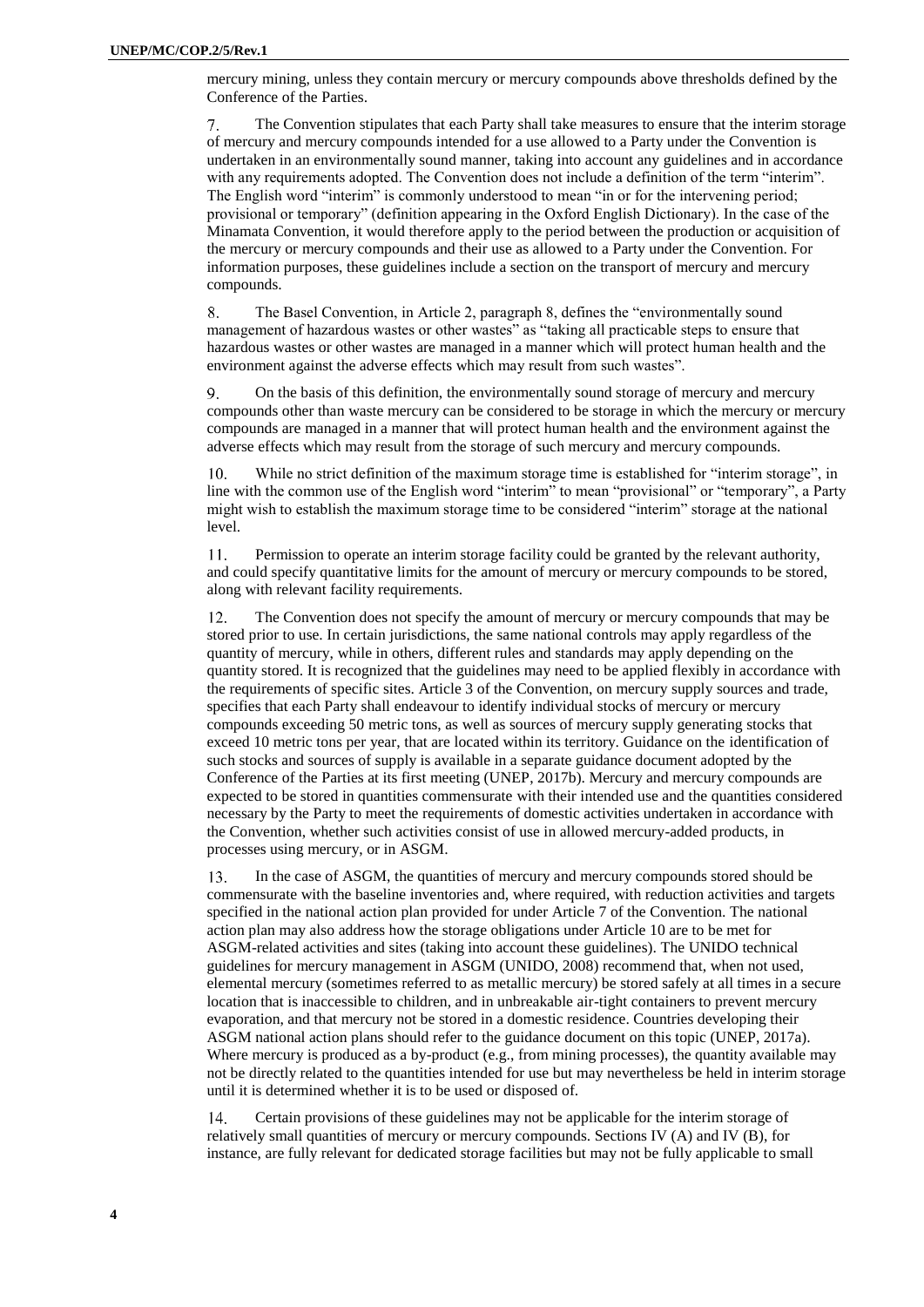mercury mining, unless they contain mercury or mercury compounds above thresholds defined by the Conference of the Parties.

7. The Convention stipulates that each Party shall take measures to ensure that the interim storage of mercury and mercury compounds intended for a use allowed to a Party under the Convention is undertaken in an environmentally sound manner, taking into account any guidelines and in accordance with any requirements adopted. The Convention does not include a definition of the term "interim". The English word "interim" is commonly understood to mean "in or for the intervening period; provisional or temporary" (definition appearing in the Oxford English Dictionary). In the case of the Minamata Convention, it would therefore apply to the period between the production or acquisition of the mercury or mercury compounds and their use as allowed to a Party under the Convention. For information purposes, these guidelines include a section on the transport of mercury and mercury compounds.

8. The Basel Convention, in Article 2, paragraph 8, defines the "environmentally sound management of hazardous wastes or other wastes" as "taking all practicable steps to ensure that hazardous wastes or other wastes are managed in a manner which will protect human health and the environment against the adverse effects which may result from such wastes".

9. On the basis of this definition, the environmentally sound storage of mercury and mercury compounds other than waste mercury can be considered to be storage in which the mercury or mercury compounds are managed in a manner that will protect human health and the environment against the adverse effects which may result from the storage of such mercury and mercury compounds.

10. While no strict definition of the maximum storage time is established for "interim storage", in line with the common use of the English word "interim" to mean "provisional" or "temporary", a Party might wish to establish the maximum storage time to be considered "interim" storage at the national level.

11. Permission to operate an interim storage facility could be granted by the relevant authority, and could specify quantitative limits for the amount of mercury or mercury compounds to be stored, along with relevant facility requirements.

12. The Convention does not specify the amount of mercury or mercury compounds that may be stored prior to use. In certain jurisdictions, the same national controls may apply regardless of the quantity of mercury, while in others, different rules and standards may apply depending on the quantity stored. It is recognized that the guidelines may need to be applied flexibly in accordance with the requirements of specific sites. Article 3 of the Convention, on mercury supply sources and trade, specifies that each Party shall endeavour to identify individual stocks of mercury or mercury compounds exceeding 50 metric tons, as well as sources of mercury supply generating stocks that exceed 10 metric tons per year, that are located within its territory. Guidance on the identification of such stocks and sources of supply is available in a separate guidance document adopted by the Conference of the Parties at its first meeting (UNEP, 2017b). Mercury and mercury compounds are expected to be stored in quantities commensurate with their intended use and the quantities considered necessary by the Party to meet the requirements of domestic activities undertaken in accordance with the Convention, whether such activities consist of use in allowed mercury-added products, in processes using mercury, or in ASGM.

13. In the case of ASGM, the quantities of mercury and mercury compounds stored should be commensurate with the baseline inventories and, where required, with reduction activities and targets specified in the national action plan provided for under Article 7 of the Convention. The national action plan may also address how the storage obligations under Article 10 are to be met for ASGM-related activities and sites (taking into account these guidelines). The UNIDO technical guidelines for mercury management in ASGM (UNIDO, 2008) recommend that, when not used, elemental mercury (sometimes referred to as metallic mercury) be stored safely at all times in a secure location that is inaccessible to children, and in unbreakable air-tight containers to prevent mercury evaporation, and that mercury not be stored in a domestic residence. Countries developing their ASGM national action plans should refer to the guidance document on this topic (UNEP, 2017a). Where mercury is produced as a by-product (e.g., from mining processes), the quantity available may not be directly related to the quantities intended for use but may nevertheless be held in interim storage until it is determined whether it is to be used or disposed of.

14. Certain provisions of these guidelines may not be applicable for the interim storage of relatively small quantities of mercury or mercury compounds. Sections IV (A) and IV (B), for instance, are fully relevant for dedicated storage facilities but may not be fully applicable to small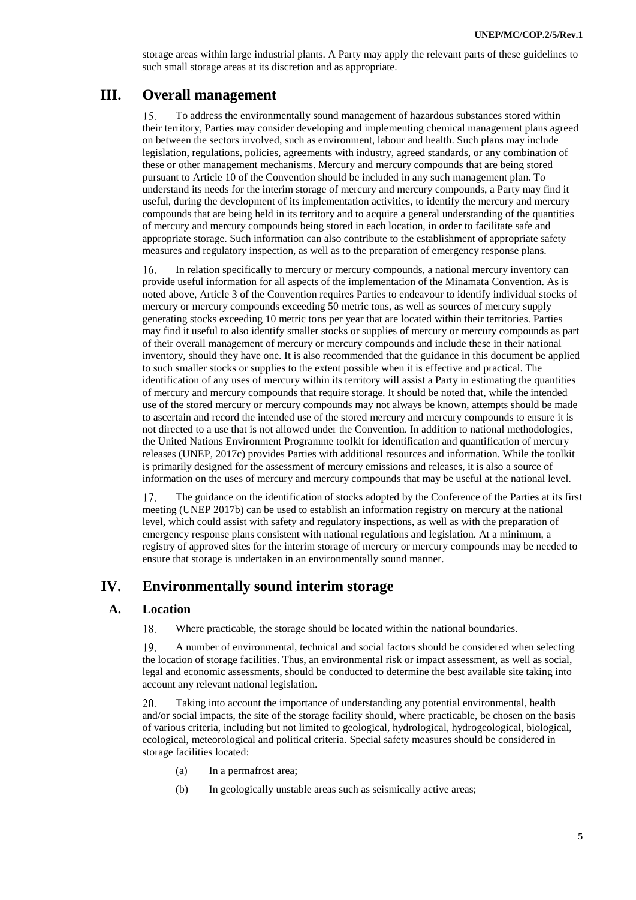storage areas within large industrial plants. A Party may apply the relevant parts of these guidelines to such small storage areas at its discretion and as appropriate.

# III. Overall management

15. To address the environmentally sound management of hazardous substances stored within their territory, Parties may consider developing and implementing chemical management plans agreed on between the sectors involved, such as environment, labour and health. Such plans may include legislation, regulations, policies, agreements with industry, agreed standards, or any combination of these or other management mechanisms. Mercury and mercury compounds that are being stored pursuant to Article 10 of the Convention should be included in any such management plan. To understand its needs for the interim storage of mercury and mercury compounds, a Party may find it useful, during the development of its implementation activities, to identify the mercury and mercury compounds that are being held in its territory and to acquire a general understanding of the quantities of mercury and mercury compounds being stored in each location, in order to facilitate safe and appropriate storage. Such information can also contribute to the establishment of appropriate safety measures and regulatory inspection, as well as to the preparation of emergency response plans.

16. In relation specifically to mercury or mercury compounds, a national mercury inventory can provide useful information for all aspects of the implementation of the Minamata Convention. As is noted above, Article 3 of the Convention requires Parties to endeavour to identify individual stocks of mercury or mercury compounds exceeding 50 metric tons, as well as sources of mercury supply generating stocks exceeding 10 metric tons per year that are located within their territories. Parties may find it useful to also identify smaller stocks or supplies of mercury or mercury compounds as part of their overall management of mercury or mercury compounds and include these in their national inventory, should they have one. It is also recommended that the guidance in this document be applied to such smaller stocks or supplies to the extent possible when it is effective and practical. The identification of any uses of mercury within its territory will assist a Party in estimating the quantities of mercury and mercury compounds that require storage. It should be noted that, while the intended use of the stored mercury or mercury compounds may not always be known, attempts should be made to ascertain and record the intended use of the stored mercury and mercury compounds to ensure it is not directed to a use that is not allowed under the Convention. In addition to national methodologies, the United Nations Environment Programme toolkit for identification and quantification of mercury releases (UNEP, 2017c) provides Parties with additional resources and information. While the toolkit is primarily designed for the assessment of mercury emissions and releases, it is also a source of information on the uses of mercury and mercury compounds that may be useful at the national level.

17. The guidance on the identification of stocks adopted by the Conference of the Parties at its first meeting (UNEP 2017b) can be used to establish an information registry on mercury at the national level, which could assist with safety and regulatory inspections, as well as with the preparation of emergency response plans consistent with national regulations and legislation. At a minimum, a registry of approved sites for the interim storage of mercury or mercury compounds may be needed to ensure that storage is undertaken in an environmentally sound manner.

# IV. Environmentally sound interim storage

## A. Location

18. Where practicable, the storage should be located within the national boundaries.

19. A number of environmental, technical and social factors should be considered when selecting the location of storage facilities. Thus, an environmental risk or impact assessment, as well as social, legal and economic assessments, should be conducted to determine the best available site taking into account any relevant national legislation.

20. Taking into account the importance of understanding any potential environmental, health and/or social impacts, the site of the storage facility should, where practicable, be chosen on the basis of various criteria, including but not limited to geological, hydrological, hydrogeological, biological, ecological, meteorological and political criteria. Special safety measures should be considered in storage facilities located:

(a) In a permafrost area;

(b) In geologically unstable areas such as seismically active areas;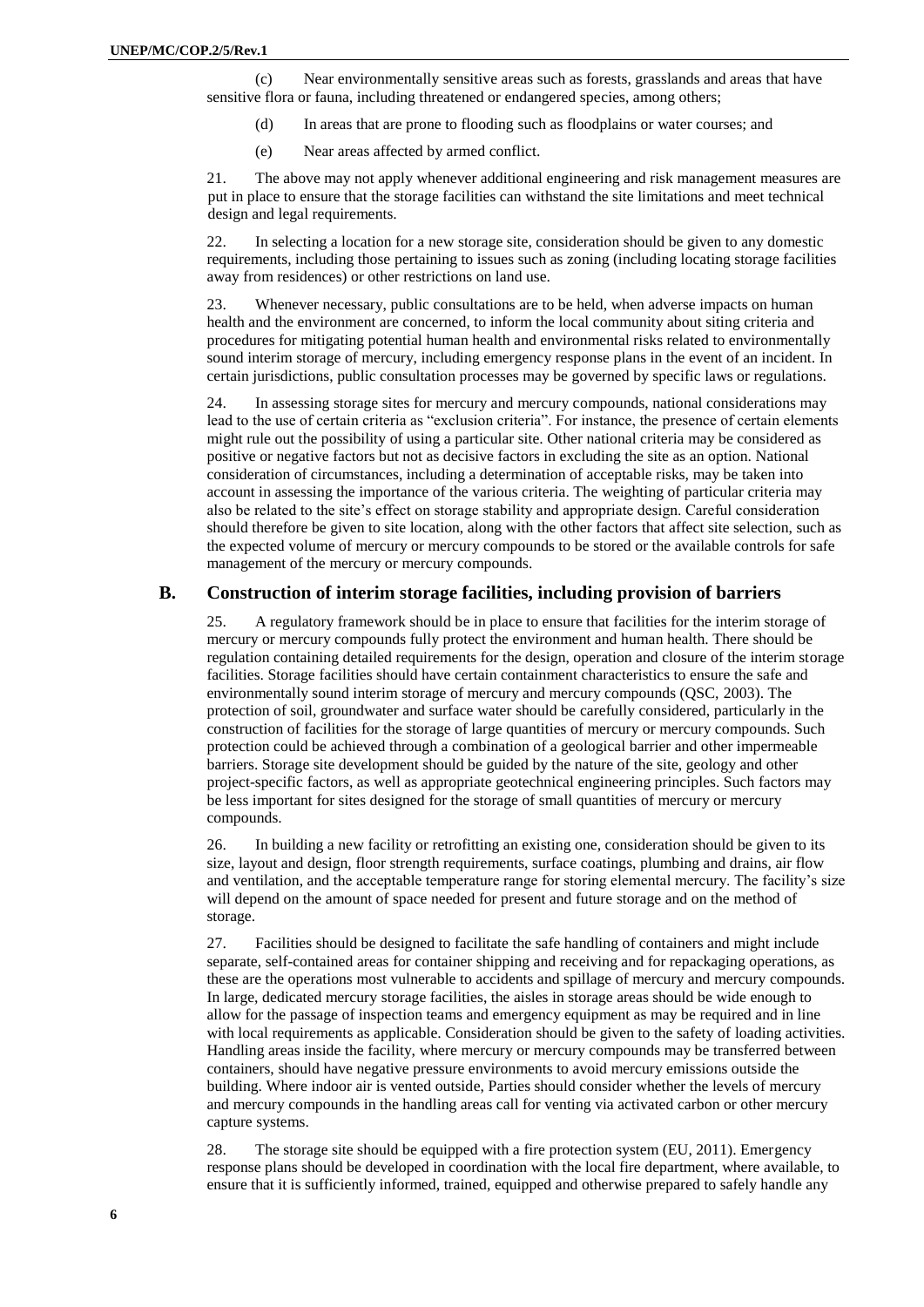(c) Near environmentally sensitive areas such as forests, grasslands and areas that have sensitive flora or fauna, including threatened or endangered species, among others;

(d) In areas that are prone to flooding such as floodplains or water courses; and

(e) Near areas affected by armed conflict.

21. The above may not apply whenever additional engineering and risk management measures are put in place to ensure that the storage facilities can withstand the site limitations and meet technical design and legal requirements.

22. In selecting a location for a new storage site, consideration should be given to any domestic requirements, including those pertaining to issues such as zoning (including locating storage facilities away from residences) or other restrictions on land use.

23. Whenever necessary, public consultations are to be held, when adverse impacts on human health and the environment are concerned, to inform the local community about siting criteria and procedures for mitigating potential human health and environmental risks related to environmentally sound interim storage of mercury, including emergency response plans in the event of an incident. In certain jurisdictions, public consultation processes may be governed by specific laws or regulations.

24. In assessing storage sites for mercury and mercury compounds, national considerations may lead to the use of certain criteria as "exclusion criteria". For instance, the presence of certain elements might rule out the possibility of using a particular site. Other national criteria may be considered as positive or negative factors but not as decisive factors in excluding the site as an option. National consideration of circumstances, including a determination of acceptable risks, may be taken into account in assessing the importance of the various criteria. The weighting of particular criteria may also be related to the site's effect on storage stability and appropriate design. Careful consideration should therefore be given to site location, along with the other factors that affect site selection, such as the expected volume of mercury or mercury compounds to be stored or the available controls for safe management of the mercury or mercury compounds.

## B. Construction of interim storage facilities, including provision of barriers

25. A regulatory framework should be in place to ensure that facilities for the interim storage of mercury or mercury compounds fully protect the environment and human health. There should be regulation containing detailed requirements for the design, operation and closure of the interim storage facilities. Storage facilities should have certain containment characteristics to ensure the safe and environmentally sound interim storage of mercury and mercury compounds (QSC, 2003). The protection of soil, groundwater and surface water should be carefully considered, particularly in the construction of facilities for the storage of large quantities of mercury or mercury compounds. Such protection could be achieved through a combination of a geological barrier and other impermeable barriers. Storage site development should be guided by the nature of the site, geology and other project-specific factors, as well as appropriate geotechnical engineering principles. Such factors may be less important for sites designed for the storage of small quantities of mercury or mercury compounds.

26. In building a new facility or retrofitting an existing one, consideration should be given to its size, layout and design, floor strength requirements, surface coatings, plumbing and drains, air flow and ventilation, and the acceptable temperature range for storing elemental mercury. The facility's size will depend on the amount of space needed for present and future storage and on the method of storage.

27. Facilities should be designed to facilitate the safe handling of containers and might include separate, self-contained areas for container shipping and receiving and for repackaging operations, as these are the operations most vulnerable to accidents and spillage of mercury and mercury compounds. In large, dedicated mercury storage facilities, the aisles in storage areas should be wide enough to allow for the passage of inspection teams and emergency equipment as may be required and in line with local requirements as applicable. Consideration should be given to the safety of loading activities. Handling areas inside the facility, where mercury or mercury compounds may be transferred between containers, should have negative pressure environments to avoid mercury emissions outside the building. Where indoor air is vented outside, Parties should consider whether the levels of mercury and mercury compounds in the handling areas call for venting via activated carbon or other mercury capture systems.

28. The storage site should be equipped with a fire protection system (EU, 2011). Emergency response plans should be developed in coordination with the local fire department, where available, to ensure that it is sufficiently informed, trained, equipped and otherwise prepared to safely handle any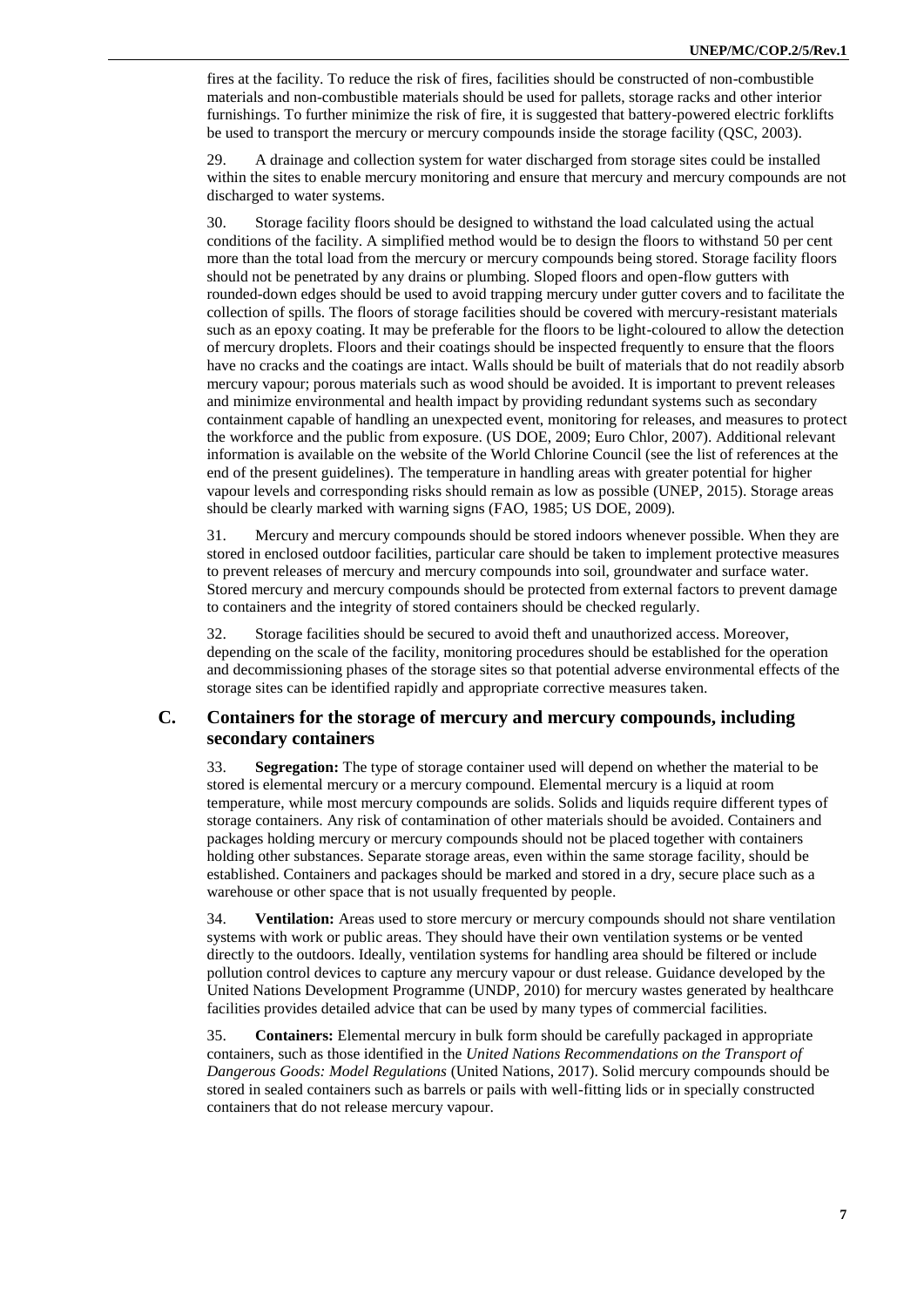fires at the facility. To reduce the risk of fires, facilities should be constructed of non-combustible materials and non-combustible materials should be used for pallets, storage racks and other interior furnishings. To further minimize the risk of fire, it is suggested that battery-powered electric forklifts be used to transport the mercury or mercury compounds inside the storage facility (QSC, 2003).

29. A drainage and collection system for water discharged from storage sites could be installed within the sites to enable mercury monitoring and ensure that mercury and mercury compounds are not discharged to water systems.

30. Storage facility floors should be designed to withstand the load calculated using the actual conditions of the facility. A simplified method would be to design the floors to withstand 50 per cent more than the total load from the mercury or mercury compounds being stored. Storage facility floors should not be penetrated by any drains or plumbing. Sloped floors and open-flow gutters with rounded-down edges should be used to avoid trapping mercury under gutter covers and to facilitate the collection of spills. The floors of storage facilities should be covered with mercury-resistant materials such as an epoxy coating. It may be preferable for the floors to be light-coloured to allow the detection of mercury droplets. Floors and their coatings should be inspected frequently to ensure that the floors have no cracks and the coatings are intact. Walls should be built of materials that do not readily absorb mercury vapour; porous materials such as wood should be avoided. It is important to prevent releases and minimize environmental and health impact by providing redundant systems such as secondary containment capable of handling an unexpected event, monitoring for releases, and measures to protect the workforce and the public from exposure. (US DOE, 2009; Euro Chlor, 2007). Additional relevant information is available on the website of the World Chlorine Council (see the list of references at the end of the present guidelines). The temperature in handling areas with greater potential for higher vapour levels and corresponding risks should remain as low as possible (UNEP, 2015). Storage areas should be clearly marked with warning signs (FAO, 1985; US DOE, 2009).

31. Mercury and mercury compounds should be stored indoors whenever possible. When they are stored in enclosed outdoor facilities, particular care should be taken to implement protective measures to prevent releases of mercury and mercury compounds into soil, groundwater and surface water. Stored mercury and mercury compounds should be protected from external factors to prevent damage to containers and the integrity of stored containers should be checked regularly.

32. Storage facilities should be secured to avoid theft and unauthorized access. Moreover, depending on the scale of the facility, monitoring procedures should be established for the operation and decommissioning phases of the storage sites so that potential adverse environmental effects of the storage sites can be identified rapidly and appropriate corrective measures taken.

## C. Containers for the storage of mercury and mercury compounds, including secondary containers

33. **Segregation:** The type of storage container used will depend on whether the material to be stored is elemental mercury or a mercury compound. Elemental mercury is a liquid at room temperature, while most mercury compounds are solids. Solids and liquids require different types of storage containers. Any risk of contamination of other materials should be avoided. Containers and packages holding mercury or mercury compounds should not be placed together with containers holding other substances. Separate storage areas, even within the same storage facility, should be established. Containers and packages should be marked and stored in a dry, secure place such as a warehouse or other space that is not usually frequented by people.

34. **Ventilation:** Areas used to store mercury or mercury compounds should not share ventilation systems with work or public areas. They should have their own ventilation systems or be vented directly to the outdoors. Ideally, ventilation systems for handling area should be filtered or include pollution control devices to capture any mercury vapour or dust release. Guidance developed by the United Nations Development Programme (UNDP, 2010) for mercury wastes generated by healthcare facilities provides detailed advice that can be used by many types of commercial facilities.

35. **Containers:** Elemental mercury in bulk form should be carefully packaged in appropriate containers, such as those identified in the *United Nations Recommendations on the Transport of Dangerous Goods: Model Regulations* (United Nations, 2017). Solid mercury compounds should be stored in sealed containers such as barrels or pails with well-fitting lids or in specially constructed containers that do not release mercury vapour.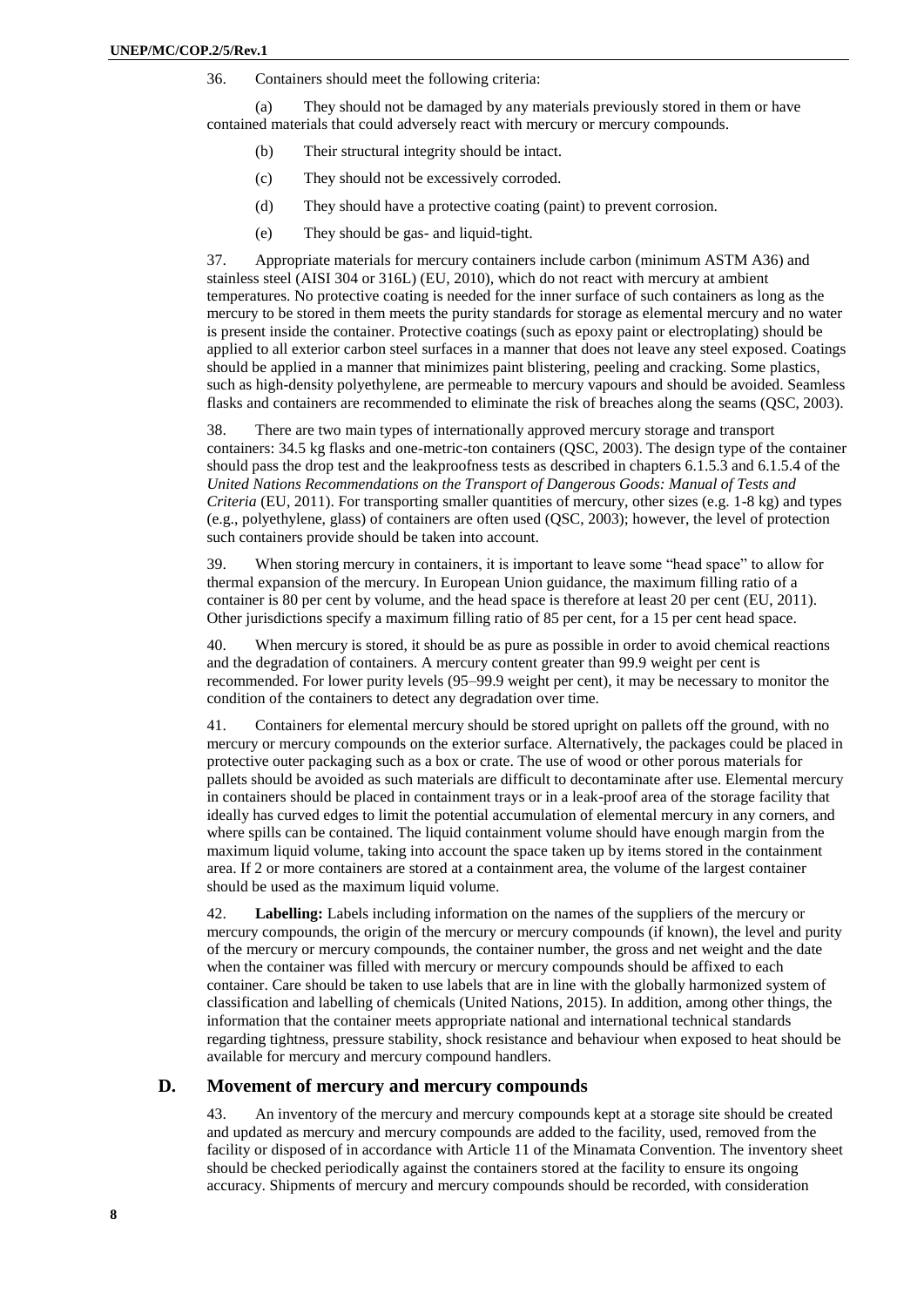36. Containers should meet the following criteria:

(a) They should not be damaged by any materials previously stored in them or have contained materials that could adversely react with mercury or mercury compounds.

(b) Their structural integrity should be intact.

(c) They should not be excessively corroded.

(d) They should have a protective coating (paint) to prevent corrosion.

(e) They should be gas- and liquid-tight.

37. Appropriate materials for mercury containers include carbon (minimum ASTM A36) and stainless steel (AISI 304 or 316L) (EU, 2010), which do not react with mercury at ambient temperatures. No protective coating is needed for the inner surface of such containers as long as the mercury to be stored in them meets the purity standards for storage as elemental mercury and no water is present inside the container. Protective coatings (such as epoxy paint or electroplating) should be applied to all exterior carbon steel surfaces in a manner that does not leave any steel exposed. Coatings should be applied in a manner that minimizes paint blistering, peeling and cracking. Some plastics, such as high-density polyethylene, are permeable to mercury vapours and should be avoided. Seamless flasks and containers are recommended to eliminate the risk of breaches along the seams (QSC, 2003).

38. There are two main types of internationally approved mercury storage and transport containers: 34.5 kg flasks and one-metric-ton containers (QSC, 2003). The design type of the container should pass the drop test and the leakproofness tests as described in chapters 6.1.5.3 and 6.1.5.4 of the *United Nations Recommendations on the Transport of Dangerous Goods: Manual of Tests and Criteria* (EU, 2011). For transporting smaller quantities of mercury, other sizes (e.g. 1-8 kg) and types (e.g., polyethylene, glass) of containers are often used (QSC, 2003); however, the level of protection such containers provide should be taken into account.

39. When storing mercury in containers, it is important to leave some "head space" to allow for thermal expansion of the mercury. In European Union guidance, the maximum filling ratio of a container is 80 per cent by volume, and the head space is therefore at least 20 per cent (EU, 2011). Other jurisdictions specify a maximum filling ratio of 85 per cent, for a 15 per cent head space.

40. When mercury is stored, it should be as pure as possible in order to avoid chemical reactions and the degradation of containers. A mercury content greater than 99.9 weight per cent is recommended. For lower purity levels (95–99.9 weight per cent), it may be necessary to monitor the condition of the containers to detect any degradation over time.

41. Containers for elemental mercury should be stored upright on pallets off the ground, with no mercury or mercury compounds on the exterior surface. Alternatively, the packages could be placed in protective outer packaging such as a box or crate. The use of wood or other porous materials for pallets should be avoided as such materials are difficult to decontaminate after use. Elemental mercury in containers should be placed in containment trays or in a leak-proof area of the storage facility that ideally has curved edges to limit the potential accumulation of elemental mercury in any corners, and where spills can be contained. The liquid containment volume should have enough margin from the maximum liquid volume, taking into account the space taken up by items stored in the containment area. If 2 or more containers are stored at a containment area, the volume of the largest container should be used as the maximum liquid volume.

42. **Labelling:** Labels including information on the names of the suppliers of the mercury or mercury compounds, the origin of the mercury or mercury compounds (if known), the level and purity of the mercury or mercury compounds, the container number, the gross and net weight and the date when the container was filled with mercury or mercury compounds should be affixed to each container. Care should be taken to use labels that are in line with the globally harmonized system of classification and labelling of chemicals (United Nations, 2015). In addition, among other things, the information that the container meets appropriate national and international technical standards regarding tightness, pressure stability, shock resistance and behaviour when exposed to heat should be available for mercury and mercury compound handlers.

## D. Movement of mercury and mercury compounds

43. An inventory of the mercury and mercury compounds kept at a storage site should be created and updated as mercury and mercury compounds are added to the facility, used, removed from the facility or disposed of in accordance with Article 11 of the Minamata Convention. The inventory sheet should be checked periodically against the containers stored at the facility to ensure its ongoing accuracy. Shipments of mercury and mercury compounds should be recorded, with consideration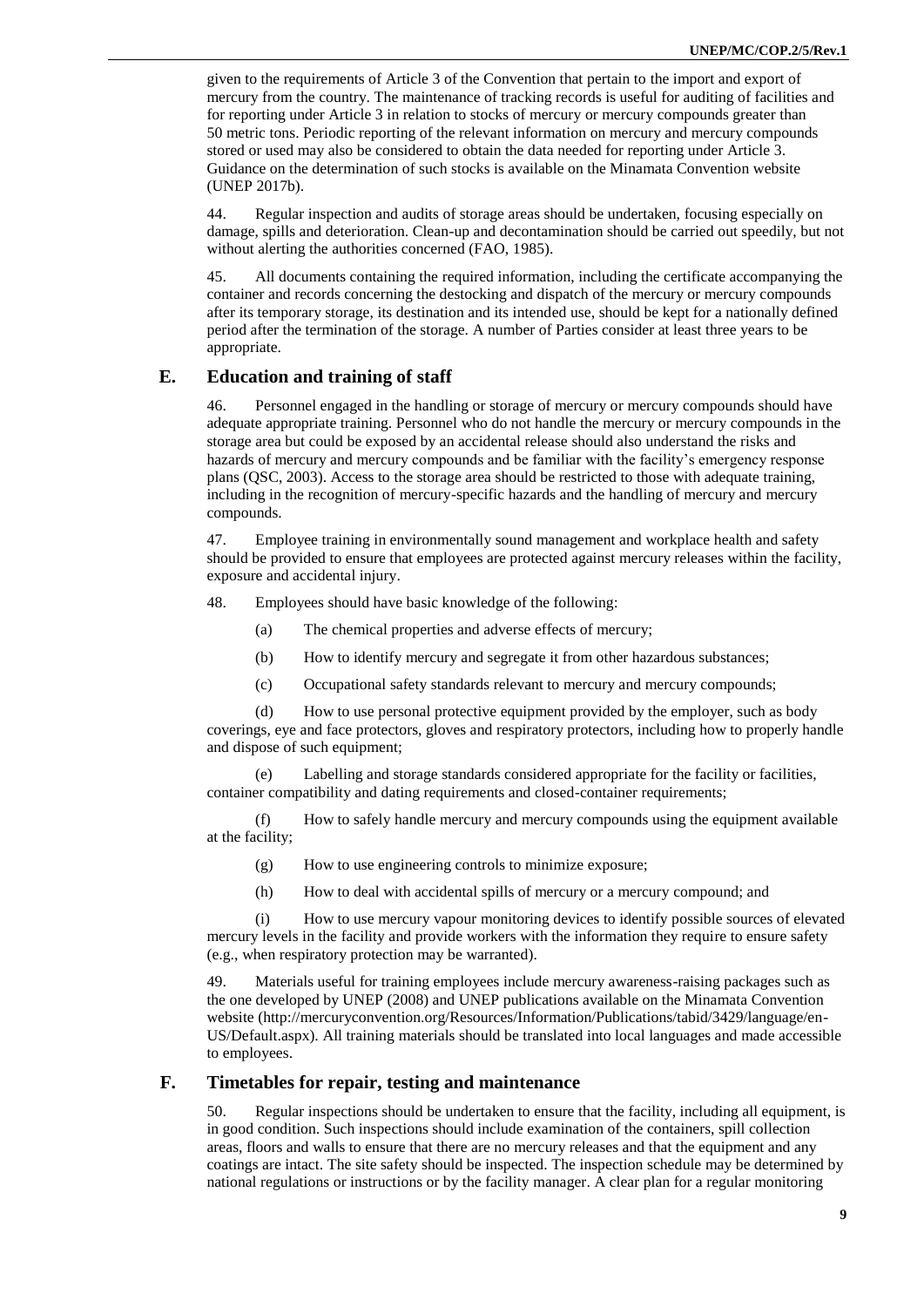given to the requirements of Article 3 of the Convention that pertain to the import and export of mercury from the country. The maintenance of tracking records is useful for auditing of facilities and for reporting under Article 3 in relation to stocks of mercury or mercury compounds greater than 50 metric tons. Periodic reporting of the relevant information on mercury and mercury compounds stored or used may also be considered to obtain the data needed for reporting under Article 3. Guidance on the determination of such stocks is available on the Minamata Convention website (UNEP 2017b).

44. Regular inspection and audits of storage areas should be undertaken, focusing especially on damage, spills and deterioration. Clean-up and decontamination should be carried out speedily, but not without alerting the authorities concerned (FAO, 1985).

45. All documents containing the required information, including the certificate accompanying the container and records concerning the destocking and dispatch of the mercury or mercury compounds after its temporary storage, its destination and its intended use, should be kept for a nationally defined period after the termination of the storage. A number of Parties consider at least three years to be appropriate.

## E. Education and training of staff

46. Personnel engaged in the handling or storage of mercury or mercury compounds should have adequate appropriate training. Personnel who do not handle the mercury or mercury compounds in the storage area but could be exposed by an accidental release should also understand the risks and hazards of mercury and mercury compounds and be familiar with the facility's emergency response plans (QSC, 2003). Access to the storage area should be restricted to those with adequate training, including in the recognition of mercury-specific hazards and the handling of mercury and mercury compounds.

47. Employee training in environmentally sound management and workplace health and safety should be provided to ensure that employees are protected against mercury releases within the facility, exposure and accidental injury.

48. Employees should have basic knowledge of the following:

(a) The chemical properties and adverse effects of mercury;

(b) How to identify mercury and segregate it from other hazardous substances;

(c) Occupational safety standards relevant to mercury and mercury compounds;

(d) How to use personal protective equipment provided by the employer, such as body coverings, eye and face protectors, gloves and respiratory protectors, including how to properly handle and dispose of such equipment;

(e) Labelling and storage standards considered appropriate for the facility or facilities, container compatibility and dating requirements and closed-container requirements;

(f) How to safely handle mercury and mercury compounds using the equipment available at the facility;

(g) How to use engineering controls to minimize exposure;

(h) How to deal with accidental spills of mercury or a mercury compound; and

(i) How to use mercury vapour monitoring devices to identify possible sources of elevated mercury levels in the facility and provide workers with the information they require to ensure safety (e.g., when respiratory protection may be warranted).

49. Materials useful for training employees include mercury awareness-raising packages such as the one developed by UNEP (2008) and UNEP publications available on the Minamata Convention website (http://mercuryconvention.org/Resources/Information/Publications/tabid/3429/language/en-US/Default.aspx). All training materials should be translated into local languages and made accessible to employees.

## F. Timetables for repair, testing and maintenance

50. Regular inspections should be undertaken to ensure that the facility, including all equipment, is in good condition. Such inspections should include examination of the containers, spill collection areas, floors and walls to ensure that there are no mercury releases and that the equipment and any coatings are intact. The site safety should be inspected. The inspection schedule may be determined by national regulations or instructions or by the facility manager. A clear plan for a regular monitoring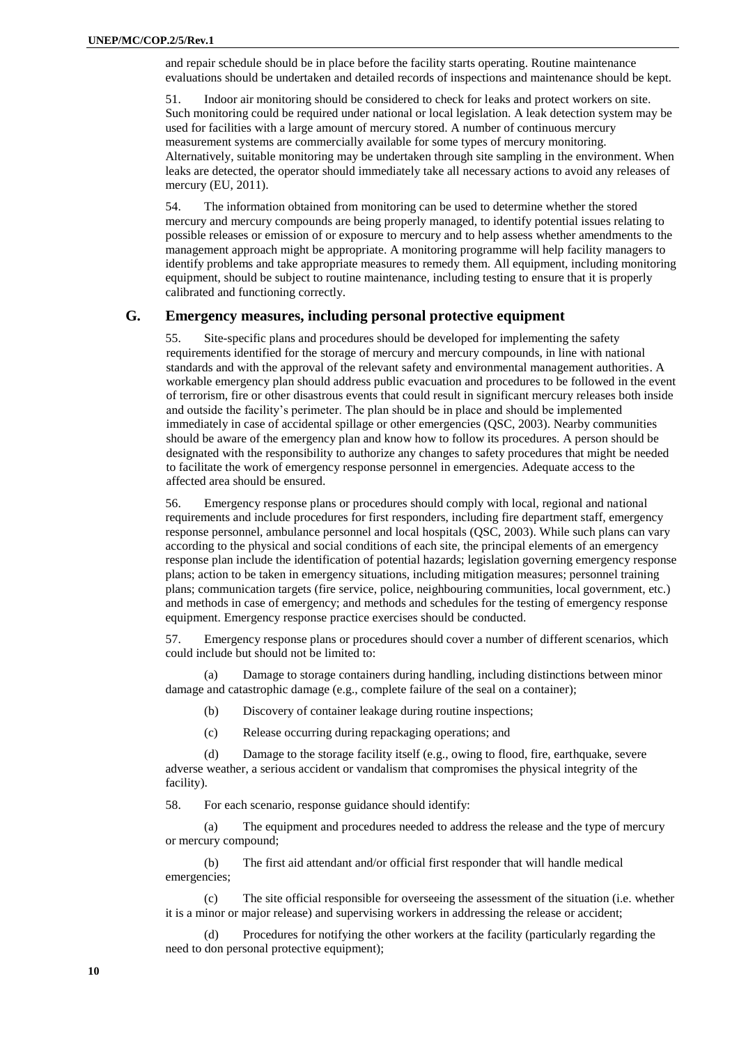and repair schedule should be in place before the facility starts operating. Routine maintenance evaluations should be undertaken and detailed records of inspections and maintenance should be kept.

51. Indoor air monitoring should be considered to check for leaks and protect workers on site. Such monitoring could be required under national or local legislation. A leak detection system may be used for facilities with a large amount of mercury stored. A number of continuous mercury measurement systems are commercially available for some types of mercury monitoring. Alternatively, suitable monitoring may be undertaken through site sampling in the environment. When leaks are detected, the operator should immediately take all necessary actions to avoid any releases of mercury (EU, 2011).

54. The information obtained from monitoring can be used to determine whether the stored mercury and mercury compounds are being properly managed, to identify potential issues relating to possible releases or emission of or exposure to mercury and to help assess whether amendments to the management approach might be appropriate. A monitoring programme will help facility managers to identify problems and take appropriate measures to remedy them. All equipment, including monitoring equipment, should be subject to routine maintenance, including testing to ensure that it is properly calibrated and functioning correctly.

## G. Emergency measures, including personal protective equipment

55. Site-specific plans and procedures should be developed for implementing the safety requirements identified for the storage of mercury and mercury compounds, in line with national standards and with the approval of the relevant safety and environmental management authorities. A workable emergency plan should address public evacuation and procedures to be followed in the event of terrorism, fire or other disastrous events that could result in significant mercury releases both inside and outside the facility's perimeter. The plan should be in place and should be implemented immediately in case of accidental spillage or other emergencies (QSC, 2003). Nearby communities should be aware of the emergency plan and know how to follow its procedures. A person should be designated with the responsibility to authorize any changes to safety procedures that might be needed to facilitate the work of emergency response personnel in emergencies. Adequate access to the affected area should be ensured.

56. Emergency response plans or procedures should comply with local, regional and national requirements and include procedures for first responders, including fire department staff, emergency response personnel, ambulance personnel and local hospitals (QSC, 2003). While such plans can vary according to the physical and social conditions of each site, the principal elements of an emergency response plan include the identification of potential hazards; legislation governing emergency response plans; action to be taken in emergency situations, including mitigation measures; personnel training plans; communication targets (fire service, police, neighbouring communities, local government, etc.) and methods in case of emergency; and methods and schedules for the testing of emergency response equipment. Emergency response practice exercises should be conducted.

57. Emergency response plans or procedures should cover a number of different scenarios, which could include but should not be limited to:

(a) Damage to storage containers during handling, including distinctions between minor damage and catastrophic damage (e.g., complete failure of the seal on a container);

(b) Discovery of container leakage during routine inspections;

(c) Release occurring during repackaging operations; and

(d) Damage to the storage facility itself (e.g., owing to flood, fire, earthquake, severe adverse weather, a serious accident or vandalism that compromises the physical integrity of the facility).

58. For each scenario, response guidance should identify:

(a) The equipment and procedures needed to address the release and the type of mercury or mercury compound;

(b) The first aid attendant and/or official first responder that will handle medical emergencies;

(c) The site official responsible for overseeing the assessment of the situation (i.e. whether it is a minor or major release) and supervising workers in addressing the release or accident;

(d) Procedures for notifying the other workers at the facility (particularly regarding the need to don personal protective equipment);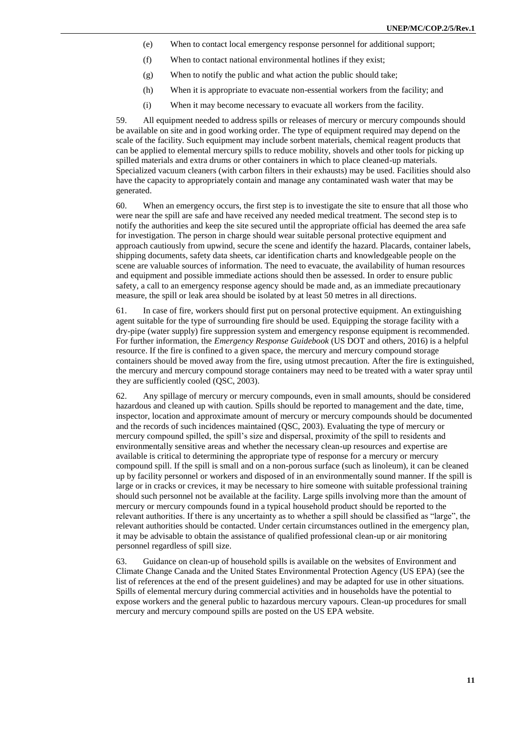(e) When to contact local emergency response personnel for additional support;

(f) When to contact national environmental hotlines if they exist;

(g) When to notify the public and what action the public should take;

(h) When it is appropriate to evacuate non-essential workers from the facility; and

(i) When it may become necessary to evacuate all workers from the facility.

59. All equipment needed to address spills or releases of mercury or mercury compounds should be available on site and in good working order. The type of equipment required may depend on the scale of the facility. Such equipment may include sorbent materials, chemical reagent products that can be applied to elemental mercury spills to reduce mobility, shovels and other tools for picking up spilled materials and extra drums or other containers in which to place cleaned-up materials. Specialized vacuum cleaners (with carbon filters in their exhausts) may be used. Facilities should also have the capacity to appropriately contain and manage any contaminated wash water that may be generated.

60. When an emergency occurs, the first step is to investigate the site to ensure that all those who were near the spill are safe and have received any needed medical treatment. The second step is to notify the authorities and keep the site secured until the appropriate official has deemed the area safe for investigation. The person in charge should wear suitable personal protective equipment and approach cautiously from upwind, secure the scene and identify the hazard. Placards, container labels, shipping documents, safety data sheets, car identification charts and knowledgeable people on the scene are valuable sources of information. The need to evacuate, the availability of human resources and equipment and possible immediate actions should then be assessed. In order to ensure public safety, a call to an emergency response agency should be made and, as an immediate precautionary measure, the spill or leak area should be isolated by at least 50 metres in all directions.

61. In case of fire, workers should first put on personal protective equipment. An extinguishing agent suitable for the type of surrounding fire should be used. Equipping the storage facility with a dry-pipe (water supply) fire suppression system and emergency response equipment is recommended. For further information, the *Emergency Response Guidebook* (US DOT and others, 2016) is a helpful resource. If the fire is confined to a given space, the mercury and mercury compound storage containers should be moved away from the fire, using utmost precaution. After the fire is extinguished, the mercury and mercury compound storage containers may need to be treated with a water spray until they are sufficiently cooled (QSC, 2003).

62. Any spillage of mercury or mercury compounds, even in small amounts, should be considered hazardous and cleaned up with caution. Spills should be reported to management and the date, time, inspector, location and approximate amount of mercury or mercury compounds should be documented and the records of such incidences maintained (QSC, 2003). Evaluating the type of mercury or mercury compound spilled, the spill's size and dispersal, proximity of the spill to residents and environmentally sensitive areas and whether the necessary clean-up resources and expertise are available is critical to determining the appropriate type of response for a mercury or mercury compound spill. If the spill is small and on a non-porous surface (such as linoleum), it can be cleaned up by facility personnel or workers and disposed of in an environmentally sound manner. If the spill is large or in cracks or crevices, it may be necessary to hire someone with suitable professional training should such personnel not be available at the facility. Large spills involving more than the amount of mercury or mercury compounds found in a typical household product should be reported to the relevant authorities. If there is any uncertainty as to whether a spill should be classified as "large", the relevant authorities should be contacted. Under certain circumstances outlined in the emergency plan, it may be advisable to obtain the assistance of qualified professional clean-up or air monitoring personnel regardless of spill size.

63. Guidance on clean-up of household spills is available on the websites of Environment and Climate Change Canada and the United States Environmental Protection Agency (US EPA) (see the list of references at the end of the present guidelines) and may be adapted for use in other situations. Spills of elemental mercury during commercial activities and in households have the potential to expose workers and the general public to hazardous mercury vapours. Clean-up procedures for small mercury and mercury compound spills are posted on the US EPA website.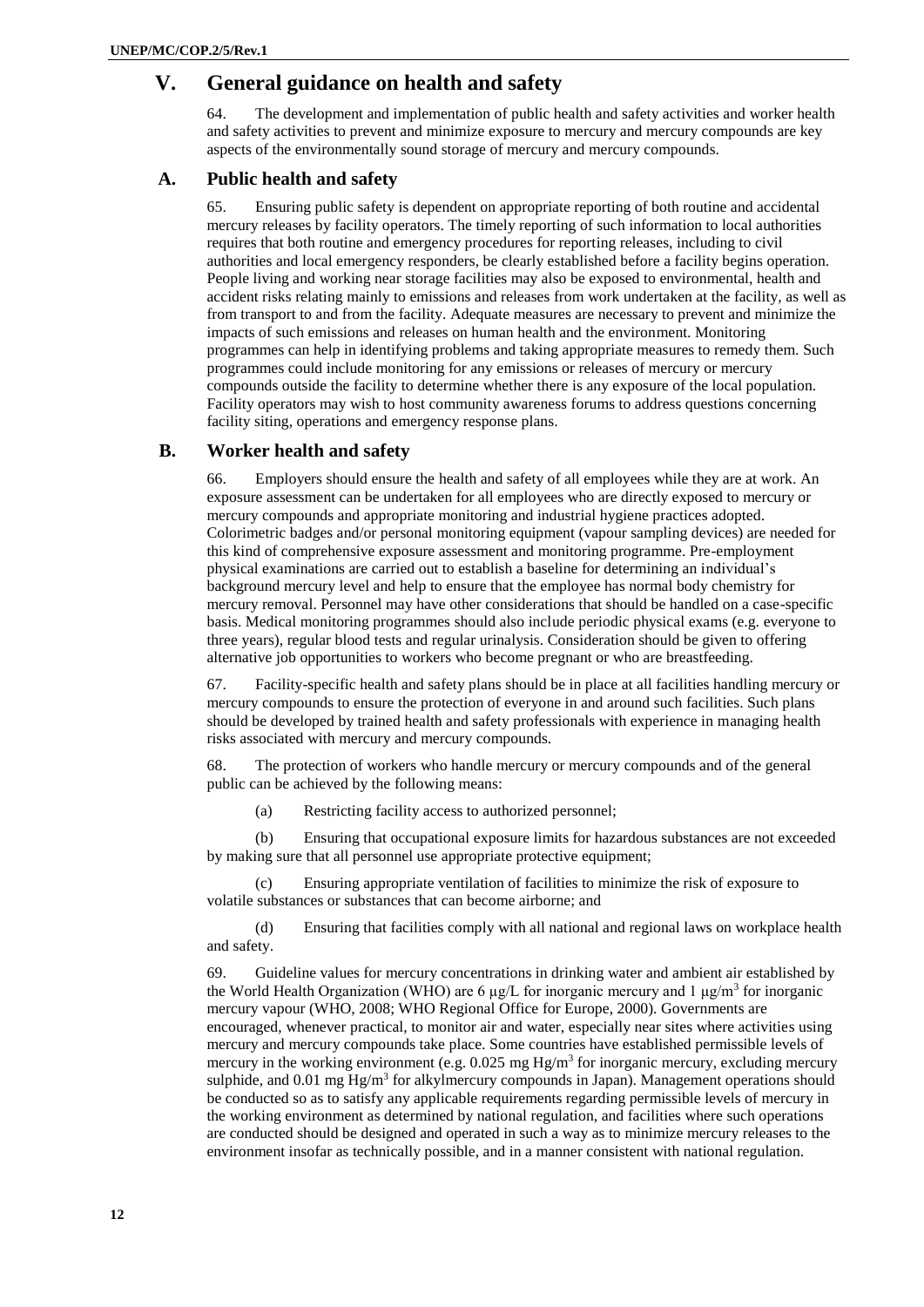# V. General guidance on health and safety

64. The development and implementation of public health and safety activities and worker health and safety activities to prevent and minimize exposure to mercury and mercury compounds are key aspects of the environmentally sound storage of mercury and mercury compounds.

## A. Public health and safety

65. Ensuring public safety is dependent on appropriate reporting of both routine and accidental mercury releases by facility operators. The timely reporting of such information to local authorities requires that both routine and emergency procedures for reporting releases, including to civil authorities and local emergency responders, be clearly established before a facility begins operation. People living and working near storage facilities may also be exposed to environmental, health and accident risks relating mainly to emissions and releases from work undertaken at the facility, as well as from transport to and from the facility. Adequate measures are necessary to prevent and minimize the impacts of such emissions and releases on human health and the environment. Monitoring programmes can help in identifying problems and taking appropriate measures to remedy them. Such programmes could include monitoring for any emissions or releases of mercury or mercury compounds outside the facility to determine whether there is any exposure of the local population. Facility operators may wish to host community awareness forums to address questions concerning facility siting, operations and emergency response plans.

## B. Worker health and safety

66. Employers should ensure the health and safety of all employees while they are at work. An exposure assessment can be undertaken for all employees who are directly exposed to mercury or mercury compounds and appropriate monitoring and industrial hygiene practices adopted. Colorimetric badges and/or personal monitoring equipment (vapour sampling devices) are needed for this kind of comprehensive exposure assessment and monitoring programme. Pre-employment physical examinations are carried out to establish a baseline for determining an individual's background mercury level and help to ensure that the employee has normal body chemistry for mercury removal. Personnel may have other considerations that should be handled on a case-specific basis. Medical monitoring programmes should also include periodic physical exams (e.g. everyone to three years), regular blood tests and regular urinalysis. Consideration should be given to offering alternative job opportunities to workers who become pregnant or who are breastfeeding.

67. Facility-specific health and safety plans should be in place at all facilities handling mercury or mercury compounds to ensure the protection of everyone in and around such facilities. Such plans should be developed by trained health and safety professionals with experience in managing health risks associated with mercury and mercury compounds.

68. The protection of workers who handle mercury or mercury compounds and of the general public can be achieved by the following means:

(a) Restricting facility access to authorized personnel;

(b) Ensuring that occupational exposure limits for hazardous substances are not exceeded by making sure that all personnel use appropriate protective equipment;

(c) Ensuring appropriate ventilation of facilities to minimize the risk of exposure to volatile substances or substances that can become airborne; and

(d) Ensuring that facilities comply with all national and regional laws on workplace health and safety.

69. Guideline values for mercury concentrations in drinking water and ambient air established by the World Health Organization (WHO) are 6 µg/L for inorganic mercury and 1 µg/m$^3$ for inorganic mercury vapour (WHO, 2008; WHO Regional Office for Europe, 2000). Governments are encouraged, whenever practical, to monitor air and water, especially near sites where activities using mercury and mercury compounds take place. Some countries have established permissible levels of mercury in the working environment (e.g. 0.025 mg Hg/m$^3$ for inorganic mercury, excluding mercury sulphide, and 0.01 mg Hg/m$^3$ for alkylmercury compounds in Japan). Management operations should be conducted so as to satisfy any applicable requirements regarding permissible levels of mercury in the working environment as determined by national regulation, and facilities where such operations are conducted should be designed and operated in such a way as to minimize mercury releases to the environment insofar as technically possible, and in a manner consistent with national regulation.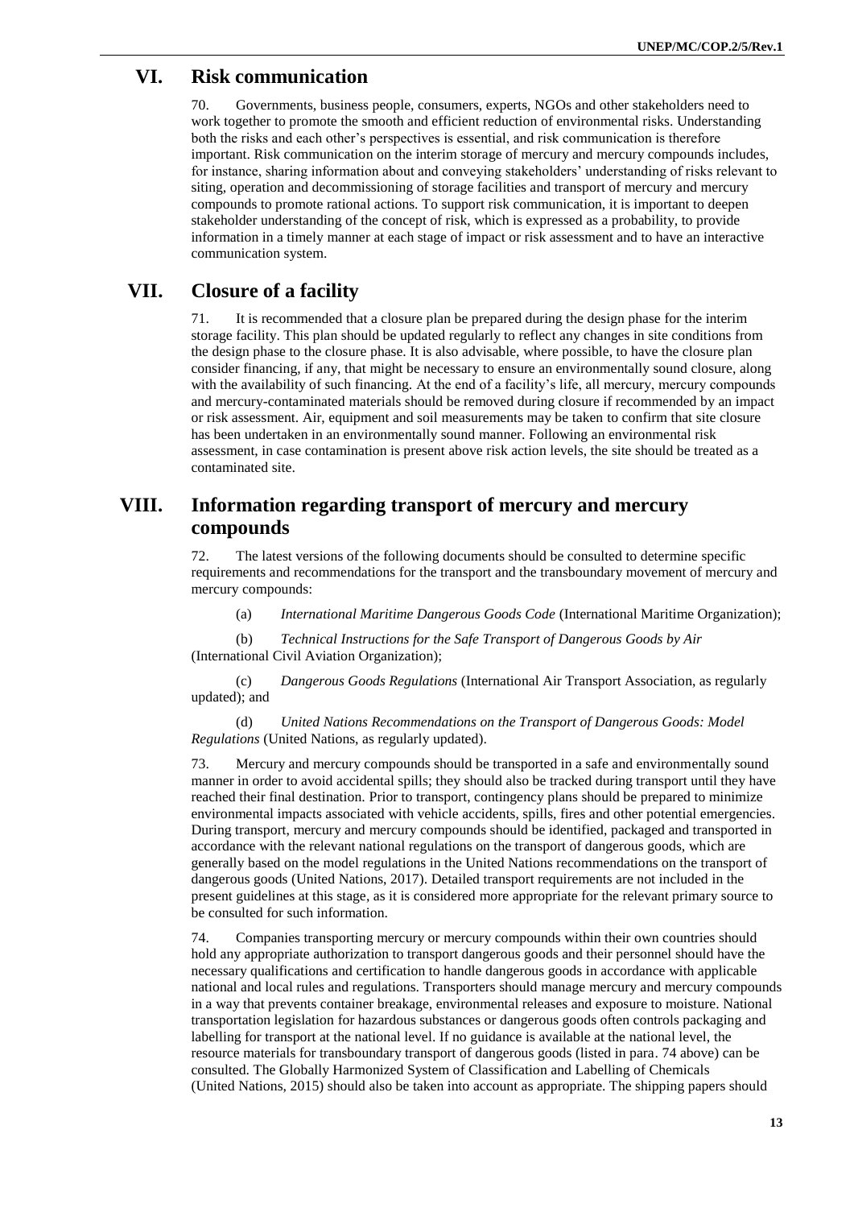# VI. Risk communication

70. Governments, business people, consumers, experts, NGOs and other stakeholders need to work together to promote the smooth and efficient reduction of environmental risks. Understanding both the risks and each other's perspectives is essential, and risk communication is therefore important. Risk communication on the interim storage of mercury and mercury compounds includes, for instance, sharing information about and conveying stakeholders' understanding of risks relevant to siting, operation and decommissioning of storage facilities and transport of mercury and mercury compounds to promote rational actions. To support risk communication, it is important to deepen stakeholder understanding of the concept of risk, which is expressed as a probability, to provide information in a timely manner at each stage of impact or risk assessment and to have an interactive communication system.

# VII. Closure of a facility

71. It is recommended that a closure plan be prepared during the design phase for the interim storage facility. This plan should be updated regularly to reflect any changes in site conditions from the design phase to the closure phase. It is also advisable, where possible, to have the closure plan consider financing, if any, that might be necessary to ensure an environmentally sound closure, along with the availability of such financing. At the end of a facility's life, all mercury, mercury compounds and mercury-contaminated materials should be removed during closure if recommended by an impact or risk assessment. Air, equipment and soil measurements may be taken to confirm that site closure has been undertaken in an environmentally sound manner. Following an environmental risk assessment, in case contamination is present above risk action levels, the site should be treated as a contaminated site.

# VIII. Information regarding transport of mercury and mercury compounds

72. The latest versions of the following documents should be consulted to determine specific requirements and recommendations for the transport and the transboundary movement of mercury and mercury compounds:

(a) *International Maritime Dangerous Goods Code* (International Maritime Organization);

(b) *Technical Instructions for the Safe Transport of Dangerous Goods by Air* (International Civil Aviation Organization);

(c) *Dangerous Goods Regulations* (International Air Transport Association, as regularly updated); and

(d) *United Nations Recommendations on the Transport of Dangerous Goods: Model Regulations* (United Nations, as regularly updated).

73. Mercury and mercury compounds should be transported in a safe and environmentally sound manner in order to avoid accidental spills; they should also be tracked during transport until they have reached their final destination. Prior to transport, contingency plans should be prepared to minimize environmental impacts associated with vehicle accidents, spills, fires and other potential emergencies. During transport, mercury and mercury compounds should be identified, packaged and transported in accordance with the relevant national regulations on the transport of dangerous goods, which are generally based on the model regulations in the United Nations recommendations on the transport of dangerous goods (United Nations, 2017). Detailed transport requirements are not included in the present guidelines at this stage, as it is considered more appropriate for the relevant primary source to be consulted for such information.

74. Companies transporting mercury or mercury compounds within their own countries should hold any appropriate authorization to transport dangerous goods and their personnel should have the necessary qualifications and certification to handle dangerous goods in accordance with applicable national and local rules and regulations. Transporters should manage mercury and mercury compounds in a way that prevents container breakage, environmental releases and exposure to moisture. National transportation legislation for hazardous substances or dangerous goods often controls packaging and labelling for transport at the national level. If no guidance is available at the national level, the resource materials for transboundary transport of dangerous goods (listed in para. 74 above) can be consulted. The Globally Harmonized System of Classification and Labelling of Chemicals (United Nations, 2015) should also be taken into account as appropriate. The shipping papers should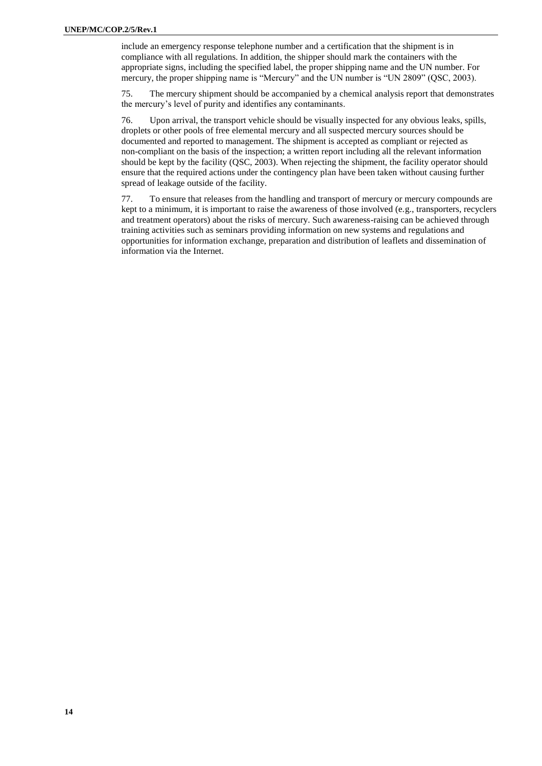include an emergency response telephone number and a certification that the shipment is in compliance with all regulations. In addition, the shipper should mark the containers with the appropriate signs, including the specified label, the proper shipping name and the UN number. For mercury, the proper shipping name is "Mercury" and the UN number is "UN 2809" (QSC, 2003).

75. The mercury shipment should be accompanied by a chemical analysis report that demonstrates the mercury's level of purity and identifies any contaminants.

76. Upon arrival, the transport vehicle should be visually inspected for any obvious leaks, spills, droplets or other pools of free elemental mercury and all suspected mercury sources should be documented and reported to management. The shipment is accepted as compliant or rejected as non-compliant on the basis of the inspection; a written report including all the relevant information should be kept by the facility (QSC, 2003). When rejecting the shipment, the facility operator should ensure that the required actions under the contingency plan have been taken without causing further spread of leakage outside of the facility.

77. To ensure that releases from the handling and transport of mercury or mercury compounds are kept to a minimum, it is important to raise the awareness of those involved (e.g., transporters, recyclers and treatment operators) about the risks of mercury. Such awareness-raising can be achieved through training activities such as seminars providing information on new systems and regulations and opportunities for information exchange, preparation and distribution of leaflets and dissemination of information via the Internet.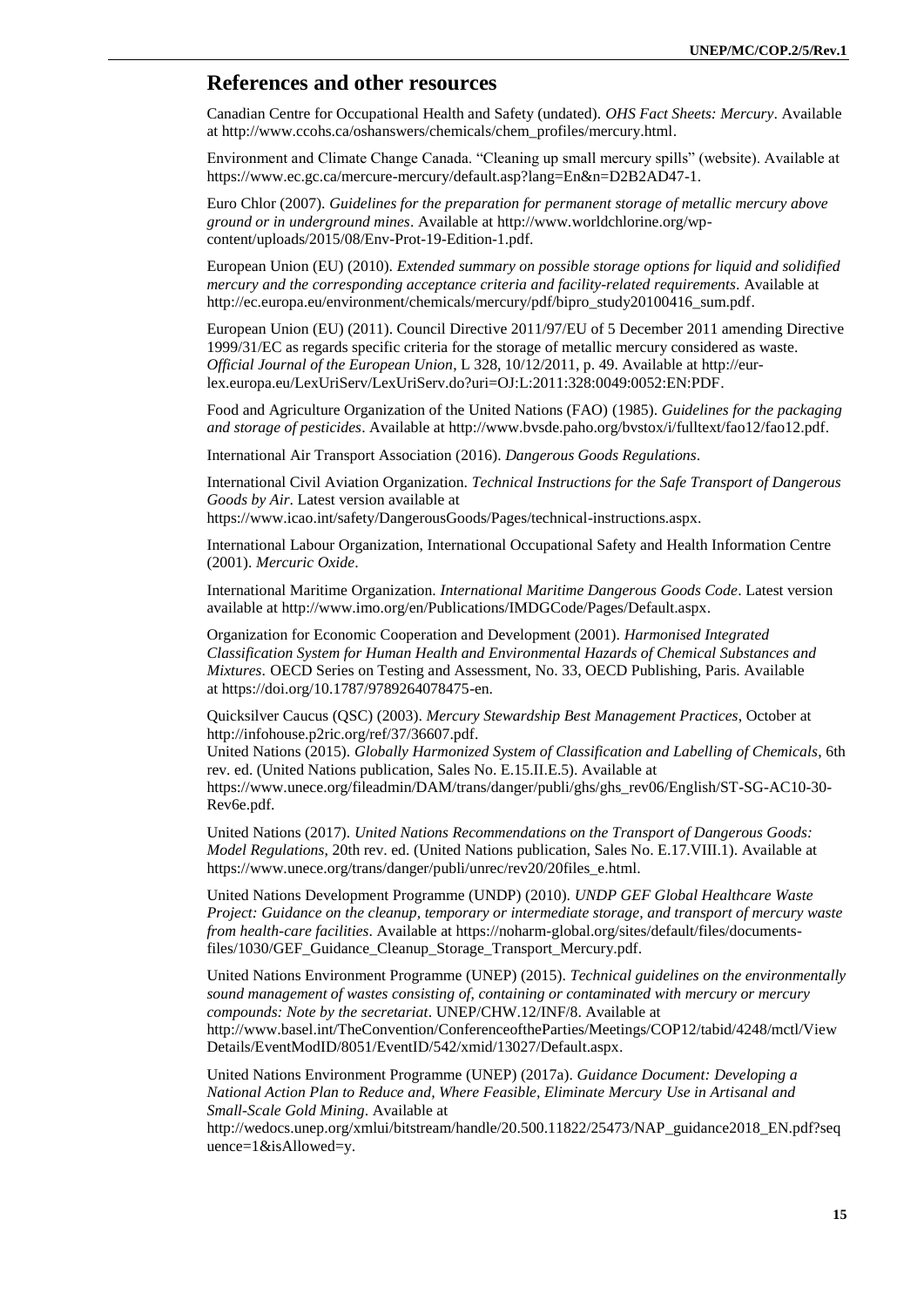## References and other resources

Canadian Centre for Occupational Health and Safety (undated). *OHS Fact Sheets: Mercury*. Available at http://www.ccohs.ca/oshanswers/chemicals/chem_profiles/mercury.html.

Environment and Climate Change Canada. "Cleaning up small mercury spills" (website). Available at https://www.ec.gc.ca/mercure-mercury/default.asp?lang=En&n=D2B2AD47-1.

Euro Chlor (2007). *Guidelines for the preparation for permanent storage of metallic mercury above ground or in underground mines*. Available at http://www.worldchlorine.org/wp-content/uploads/2015/08/Env-Prot-19-Edition-1.pdf.

European Union (EU) (2010). *Extended summary on possible storage options for liquid and solidified mercury and the corresponding acceptance criteria and facility-related requirements*. Available at http://ec.europa.eu/environment/chemicals/mercury/pdf/bipro_study20100416_sum.pdf.

European Union (EU) (2011). Council Directive 2011/97/EU of 5 December 2011 amending Directive 1999/31/EC as regards specific criteria for the storage of metallic mercury considered as waste. *Official Journal of the European Union*, L 328, 10/12/2011, p. 49. Available at http://eur-lex.europa.eu/LexUriServ/LexUriServ.do?uri=OJ:L:2011:328:0049:0052:EN:PDF.

Food and Agriculture Organization of the United Nations (FAO) (1985). *Guidelines for the packaging and storage of pesticides*. Available at http://www.bvsde.paho.org/bvstox/i/fulltext/fao12/fao12.pdf.

International Air Transport Association (2016). *Dangerous Goods Regulations*.

International Civil Aviation Organization. *Technical Instructions for the Safe Transport of Dangerous Goods by Air*. Latest version available at https://www.icao.int/safety/DangerousGoods/Pages/technical-instructions.aspx.

International Labour Organization, International Occupational Safety and Health Information Centre (2001). *Mercuric Oxide*.

International Maritime Organization. *International Maritime Dangerous Goods Code*. Latest version available at http://www.imo.org/en/Publications/IMDGCode/Pages/Default.aspx.

Organization for Economic Cooperation and Development (2001). *Harmonised Integrated Classification System for Human Health and Environmental Hazards of Chemical Substances and Mixtures*. OECD Series on Testing and Assessment, No. 33, OECD Publishing, Paris. Available at https://doi.org/10.1787/9789264078475-en.

Quicksilver Caucus (QSC) (2003). *Mercury Stewardship Best Management Practices*, October at http://infohouse.p2ric.org/ref/37/36607.pdf.

United Nations (2015). *Globally Harmonized System of Classification and Labelling of Chemicals*, 6th rev. ed. (United Nations publication, Sales No. E.15.II.E.5). Available at https://www.unece.org/fileadmin/DAM/trans/danger/publi/ghs/ghs_rev06/English/ST-SG-AC10-30-Rev6e.pdf.

United Nations (2017). *United Nations Recommendations on the Transport of Dangerous Goods: Model Regulations*, 20th rev. ed. (United Nations publication, Sales No. E.17.VIII.1). Available at https://www.unece.org/trans/danger/publi/unrec/rev20/20files_e.html.

United Nations Development Programme (UNDP) (2010). *UNDP GEF Global Healthcare Waste Project: Guidance on the cleanup, temporary or intermediate storage, and transport of mercury waste from health-care facilities*. Available at https://noharm-global.org/sites/default/files/documents-files/1030/GEF_Guidance_Cleanup_Storage_Transport_Mercury.pdf.

United Nations Environment Programme (UNEP) (2015). *Technical guidelines on the environmentally sound management of wastes consisting of, containing or contaminated with mercury or mercury compounds: Note by the secretariat*. UNEP/CHW.12/INF/8. Available at http://www.basel.int/TheConvention/ConferenceoftheParties/Meetings/COP12/tabid/4248/mctl/ViewDetails/EventModID/8051/EventID/542/xmid/13027/Default.aspx.

United Nations Environment Programme (UNEP) (2017a). *Guidance Document: Developing a National Action Plan to Reduce and, Where Feasible, Eliminate Mercury Use in Artisanal and Small-Scale Gold Mining*. Available at http://wedocs.unep.org/xmlui/bitstream/handle/20.500.11822/25473/NAP_guidance2018_EN.pdf?sequence=1&isAllowed=y.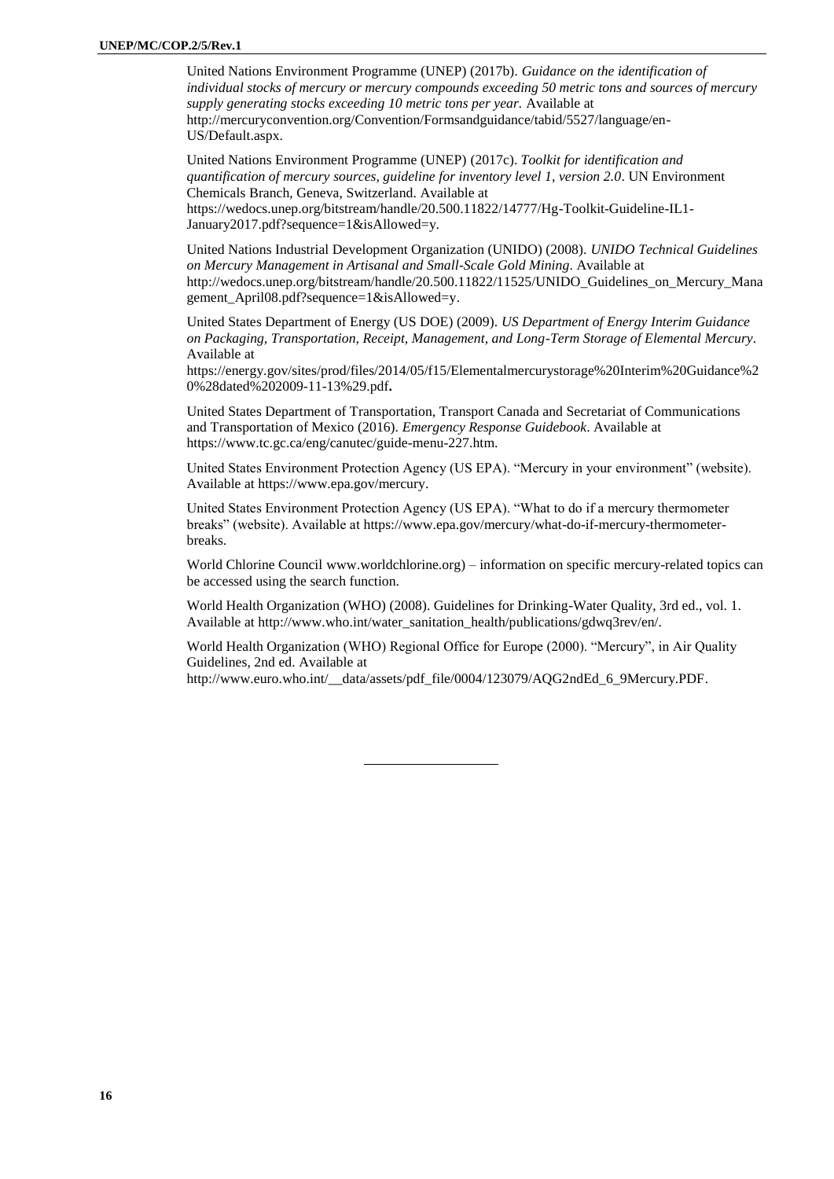United Nations Environment Programme (UNEP) (2017b). *Guidance on the identification of individual stocks of mercury or mercury compounds exceeding 50 metric tons and sources of mercury supply generating stocks exceeding 10 metric tons per year.* Available at http://mercuryconvention.org/Convention/Formsandguidance/tabid/5527/language/en-US/Default.aspx.

United Nations Environment Programme (UNEP) (2017c). *Toolkit for identification and quantification of mercury sources, guideline for inventory level 1, version 2.0*. UN Environment Chemicals Branch, Geneva, Switzerland. Available at https://wedocs.unep.org/bitstream/handle/20.500.11822/14777/Hg-Toolkit-Guideline-IL1-January2017.pdf?sequence=1&isAllowed=y.

United Nations Industrial Development Organization (UNIDO) (2008). *UNIDO Technical Guidelines on Mercury Management in Artisanal and Small-Scale Gold Mining*. Available at http://wedocs.unep.org/bitstream/handle/20.500.11822/11525/UNIDO_Guidelines_on_Mercury_Management_April08.pdf?sequence=1&isAllowed=y.

United States Department of Energy (US DOE) (2009). *US Department of Energy Interim Guidance on Packaging, Transportation, Receipt, Management, and Long-Term Storage of Elemental Mercury*. Available at https://energy.gov/sites/prod/files/2014/05/f15/Elementalmercurystorage%20Interim%20Guidance%20%28dated%202009-11-13%29.pdf**.**

United States Department of Transportation, Transport Canada and Secretariat of Communications and Transportation of Mexico (2016). *Emergency Response Guidebook*. Available at https://www.tc.gc.ca/eng/canutec/guide-menu-227.htm.

United States Environment Protection Agency (US EPA). "Mercury in your environment" (website). Available at https://www.epa.gov/mercury.

United States Environment Protection Agency (US EPA). "What to do if a mercury thermometer breaks" (website). Available at https://www.epa.gov/mercury/what-do-if-mercury-thermometer-breaks.

World Chlorine Council www.worldchlorine.org) – information on specific mercury-related topics can be accessed using the search function.

World Health Organization (WHO) (2008). Guidelines for Drinking-Water Quality, 3rd ed., vol. 1. Available at http://www.who.int/water_sanitation_health/publications/gdwq3rev/en/.

World Health Organization (WHO) Regional Office for Europe (2000). "Mercury", in Air Quality Guidelines, 2nd ed. Available at http://www.euro.who.int/__data/assets/pdf_file/0004/123079/AQG2ndEd_6_9Mercury.PDF.